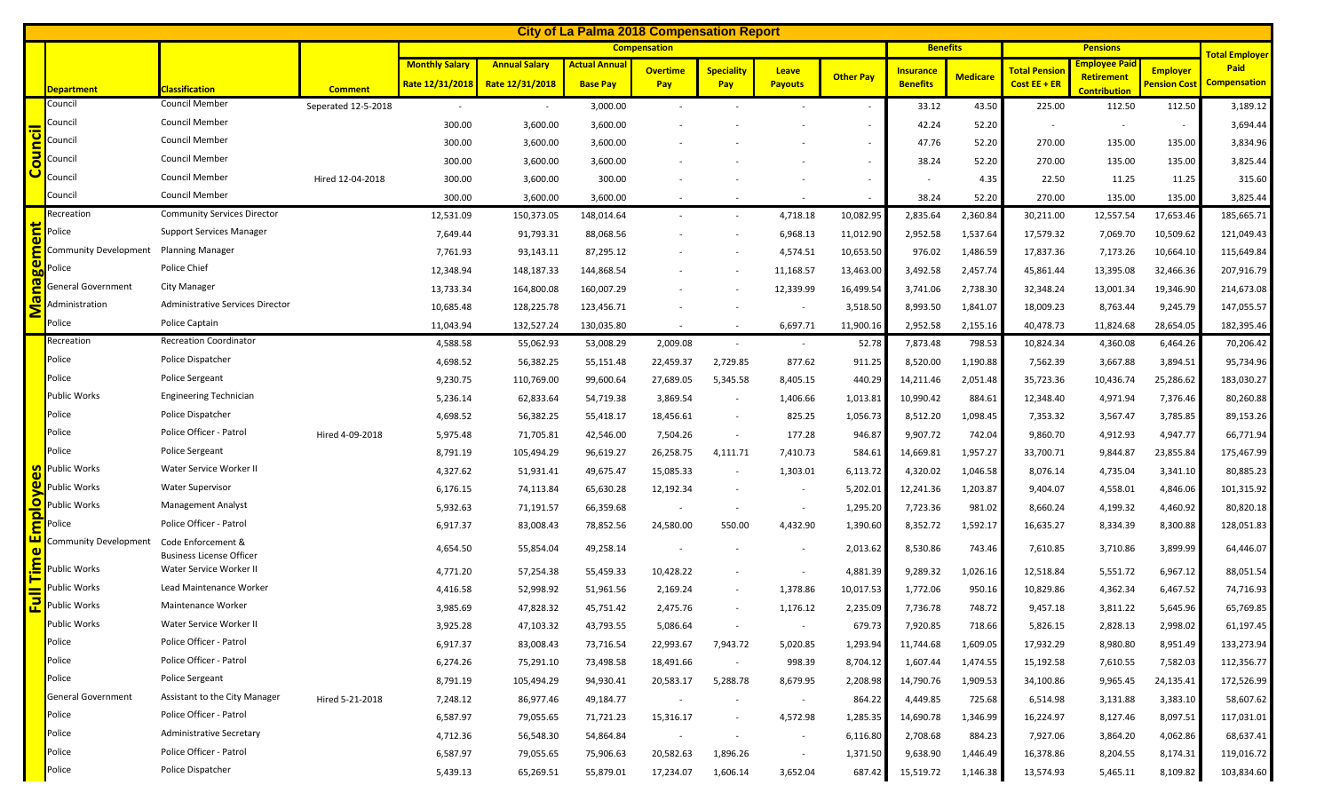# City of La Palma 2018 Compensation Report

| | | | | Compensation | | | | | | | Benefits | | Pensions | | | Total Employer Paid Compensation |
|---|---|---|---|---|---|---|---|---|---|---|---|---|---|---|---|---|
| | Department | Classification | Comment | Monthly Salary Rate 12/31/2018 | Annual Salary Rate 12/31/2018 | Actual Annual Base Pay | Overtime Pay | Speciality Pay | Leave Payouts | Other Pay | Insurance Benefits | Medicare | Total Pension Cost EE + ER | Employee Paid Retirement Contribution | Employer Pension Cost | |
| Council | Council | Council Member | Seperated 12-5-2018 | - | - | 3,000.00 | - | - | - | - | 33.12 | 43.50 | 225.00 | 112.50 | 112.50 | 3,189.12 |
| Council | Council | Council Member | | 300.00 | 3,600.00 | 3,600.00 | - | - | - | - | 42.24 | 52.20 | - | - | - | 3,694.44 |
| Council | Council | Council Member | | 300.00 | 3,600.00 | 3,600.00 | - | - | - | - | 47.76 | 52.20 | 270.00 | 135.00 | 135.00 | 3,834.96 |
| Council | Council | Council Member | | 300.00 | 3,600.00 | 3,600.00 | - | - | - | - | 38.24 | 52.20 | 270.00 | 135.00 | 135.00 | 3,825.44 |
| Council | Council | Council Member | Hired 12-04-2018 | 300.00 | 3,600.00 | 300.00 | - | - | - | - | - | 4.35 | 22.50 | 11.25 | 11.25 | 315.60 |
| Council | Council | Council Member | | 300.00 | 3,600.00 | 3,600.00 | - | - | - | - | 38.24 | 52.20 | 270.00 | 135.00 | 135.00 | 3,825.44 |
| Management | Recreation | Community Services Director | | 12,531.09 | 150,373.05 | 148,014.64 | - | - | 4,718.18 | 10,082.95 | 2,835.64 | 2,360.84 | 30,211.00 | 12,557.54 | 17,653.46 | 185,665.71 |
| Management | Police | Support Services Manager | | 7,649.44 | 91,793.31 | 88,068.56 | - | - | 6,968.13 | 11,012.90 | 2,952.58 | 1,537.64 | 17,579.32 | 7,069.70 | 10,509.62 | 121,049.43 |
| Management | Community Development | Planning Manager | | 7,761.93 | 93,143.11 | 87,295.12 | - | - | 4,574.51 | 10,653.50 | 976.02 | 1,486.59 | 17,837.36 | 7,173.26 | 10,664.10 | 115,649.84 |
| Management | Police | Police Chief | | 12,348.94 | 148,187.33 | 144,868.54 | - | - | 11,168.57 | 13,463.00 | 3,492.58 | 2,457.74 | 45,861.44 | 13,395.08 | 32,466.36 | 207,916.79 |
| Management | General Government | City Manager | | 13,733.34 | 164,800.08 | 160,007.29 | - | - | 12,339.99 | 16,499.54 | 3,741.06 | 2,738.30 | 32,348.24 | 13,001.34 | 19,346.90 | 214,673.08 |
| Management | Administration | Administrative Services Director | | 10,685.48 | 128,225.78 | 123,456.71 | - | - | - | 3,518.50 | 8,993.50 | 1,841.07 | 18,009.23 | 8,763.44 | 9,245.79 | 147,055.57 |
| Management | Police | Police Captain | | 11,043.94 | 132,527.24 | 130,035.80 | - | - | 6,697.71 | 11,900.16 | 2,952.58 | 2,155.16 | 40,478.73 | 11,824.68 | 28,654.05 | 182,395.46 |
| Full Time Employees | Recreation | Recreation Coordinator | | 4,588.58 | 55,062.93 | 53,008.29 | 2,009.08 | - | - | 52.78 | 7,873.48 | 798.53 | 10,824.34 | 4,360.08 | 6,464.26 | 70,206.42 |
| Full Time Employees | Police | Police Dispatcher | | 4,698.52 | 56,382.25 | 55,151.48 | 22,459.37 | 2,729.85 | 877.62 | 911.25 | 8,520.00 | 1,190.88 | 7,562.39 | 3,667.88 | 3,894.51 | 95,734.96 |
| Full Time Employees | Police | Police Sergeant | | 9,230.75 | 110,769.00 | 99,600.64 | 27,689.05 | 5,345.58 | 8,405.15 | 440.29 | 14,211.46 | 2,051.48 | 35,723.36 | 10,436.74 | 25,286.62 | 183,030.27 |
| Full Time Employees | Public Works | Engineering Technician | | 5,236.14 | 62,833.64 | 54,719.38 | 3,869.54 | - | 1,406.66 | 1,013.81 | 10,990.42 | 884.61 | 12,348.40 | 4,971.94 | 7,376.46 | 80,260.88 |
| Full Time Employees | Police | Police Dispatcher | | 4,698.52 | 56,382.25 | 55,418.17 | 18,456.61 | - | 825.25 | 1,056.73 | 8,512.20 | 1,098.45 | 7,353.32 | 3,567.47 | 3,785.85 | 89,153.26 |
| Full Time Employees | Police | Police Officer - Patrol | Hired 4-09-2018 | 5,975.48 | 71,705.81 | 42,546.00 | 7,504.26 | - | 177.28 | 946.87 | 9,907.72 | 742.04 | 9,860.70 | 4,912.93 | 4,947.77 | 66,771.94 |
| Full Time Employees | Police | Police Sergeant | | 8,791.19 | 105,494.29 | 96,619.27 | 26,258.75 | 4,111.71 | 7,410.73 | 584.61 | 14,669.81 | 1,957.27 | 33,700.71 | 9,844.87 | 23,855.84 | 175,467.99 |
| Full Time Employees | Public Works | Water Service Worker II | | 4,327.62 | 51,931.41 | 49,675.47 | 15,085.33 | - | 1,303.01 | 6,113.72 | 4,320.02 | 1,046.58 | 8,076.14 | 4,735.04 | 3,341.10 | 80,885.23 |
| Full Time Employees | Public Works | Water Supervisor | | 6,176.15 | 74,113.84 | 65,630.28 | 12,192.34 | - | - | 5,202.01 | 12,241.36 | 1,203.87 | 9,404.07 | 4,558.01 | 4,846.06 | 101,315.92 |
| Full Time Employees | Public Works | Management Analyst | | 5,932.63 | 71,191.57 | 66,359.68 | - | - | - | 1,295.20 | 7,723.36 | 981.02 | 8,660.24 | 4,199.32 | 4,460.92 | 80,820.18 |
| Full Time Employees | Police | Police Officer - Patrol | | 6,917.37 | 83,008.43 | 78,852.56 | 24,580.00 | 550.00 | 4,432.90 | 1,390.60 | 8,352.72 | 1,592.17 | 16,635.27 | 8,334.39 | 8,300.88 | 128,051.83 |
| Full Time Employees | Community Development | Code Enforcement & Business License Officer | | 4,654.50 | 55,854.04 | 49,258.14 | - | - | - | 2,013.62 | 8,530.86 | 743.46 | 7,610.85 | 3,710.86 | 3,899.99 | 64,446.07 |
| Full Time Employees | Public Works | Water Service Worker II | | 4,771.20 | 57,254.38 | 55,459.33 | 10,428.22 | - | - | 4,881.39 | 9,289.32 | 1,026.16 | 12,518.84 | 5,551.72 | 6,967.12 | 88,051.54 |
| Full Time Employees | Public Works | Lead Maintenance Worker | | 4,416.58 | 52,998.92 | 51,961.56 | 2,169.24 | - | 1,378.86 | 10,017.53 | 1,772.06 | 950.16 | 10,829.86 | 4,362.34 | 6,467.52 | 74,716.93 |
| Full Time Employees | Public Works | Maintenance Worker | | 3,985.69 | 47,828.32 | 45,751.42 | 2,475.76 | - | 1,176.12 | 2,235.09 | 7,736.78 | 748.72 | 9,457.18 | 3,811.22 | 5,645.96 | 65,769.85 |
| Full Time Employees | Public Works | Water Service Worker II | | 3,925.28 | 47,103.32 | 43,793.55 | 5,086.64 | - | - | 679.73 | 7,920.85 | 718.66 | 5,826.15 | 2,828.13 | 2,998.02 | 61,197.45 |
| Full Time Employees | Police | Police Officer - Patrol | | 6,917.37 | 83,008.43 | 73,716.54 | 22,993.67 | 7,943.72 | 5,020.85 | 1,293.94 | 11,744.68 | 1,609.05 | 17,932.29 | 8,980.80 | 8,951.49 | 133,273.94 |
| Full Time Employees | Police | Police Officer - Patrol | | 6,274.26 | 75,291.10 | 73,498.58 | 18,491.66 | - | 998.39 | 8,704.12 | 1,607.44 | 1,474.55 | 15,192.58 | 7,610.55 | 7,582.03 | 112,356.77 |
| Full Time Employees | Police | Police Sergeant | | 8,791.19 | 105,494.29 | 94,930.41 | 20,583.17 | 5,288.78 | 8,679.95 | 2,208.98 | 14,790.76 | 1,909.53 | 34,100.86 | 9,965.45 | 24,135.41 | 172,526.99 |
| Full Time Employees | General Government | Assistant to the City Manager | Hired 5-21-2018 | 7,248.12 | 86,977.46 | 49,184.77 | - | - | - | 864.22 | 4,449.85 | 725.68 | 6,514.98 | 3,131.88 | 3,383.10 | 58,607.62 |
| Full Time Employees | Police | Police Officer - Patrol | | 6,587.97 | 79,055.65 | 71,721.23 | 15,316.17 | - | 4,572.98 | 1,285.35 | 14,690.78 | 1,346.99 | 16,224.97 | 8,127.46 | 8,097.51 | 117,031.01 |
| Full Time Employees | Police | Administrative Secretary | | 4,712.36 | 56,548.30 | 54,864.84 | - | - | - | 6,116.80 | 2,708.68 | 884.23 | 7,927.06 | 3,864.20 | 4,062.86 | 68,637.41 |
| Full Time Employees | Police | Police Officer - Patrol | | 6,587.97 | 79,055.65 | 75,906.63 | 20,582.63 | 1,896.26 | - | 1,371.50 | 9,638.90 | 1,446.49 | 16,378.86 | 8,204.55 | 8,174.31 | 119,016.72 |
| Full Time Employees | Police | Police Dispatcher | | 5,439.13 | 65,269.51 | 55,879.01 | 17,234.07 | 1,606.14 | 3,652.04 | 687.42 | 15,519.72 | 1,146.38 | 13,574.93 | 5,465.11 | 8,109.82 | 103,834.60 |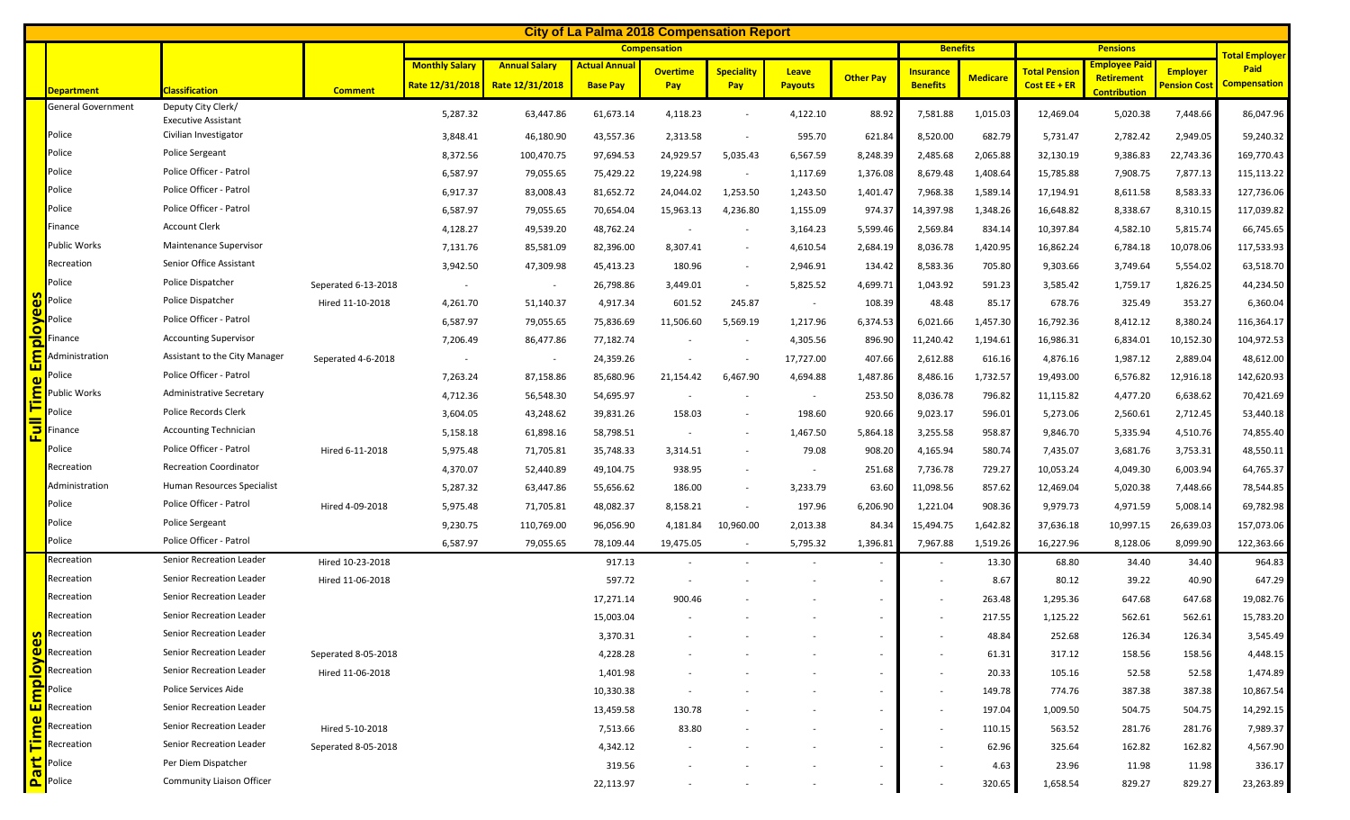# City of La Palma 2018 Compensation Report

| | Department | Classification | Comment | Compensation | | | | | | | Benefits | | Pensions | | | Total Employer Paid Compensation |
|---|---|---|---|---|---|---|---|---|---|---|---|---|---|---|---|---|
| | | | | Monthly Salary Rate 12/31/2018 | Annual Salary Rate 12/31/2018 | Actual Annual Base Pay | Overtime Pay | Speciality Pay | Leave Payouts | Other Pay | Insurance Benefits | Medicare | Total Pension Cost EE + ER | Employee Paid Retirement Contribution | Employer Pension Cost | |
| Full Time Employees | General Government | Deputy City Clerk/ Executive Assistant | | 5,287.32 | 63,447.86 | 61,673.14 | 4,118.23 | - | 4,122.10 | 88.92 | 7,581.88 | 1,015.03 | 12,469.04 | 5,020.38 | 7,448.66 | 86,047.96 |
| | Police | Civilian Investigator | | 3,848.41 | 46,180.90 | 43,557.36 | 2,313.58 | - | 595.70 | 621.84 | 8,520.00 | 682.79 | 5,731.47 | 2,782.42 | 2,949.05 | 59,240.32 |
| | Police | Police Sergeant | | 8,372.56 | 100,470.75 | 97,694.53 | 24,929.57 | 5,035.43 | 6,567.59 | 8,248.39 | 2,485.68 | 2,065.88 | 32,130.19 | 9,386.83 | 22,743.36 | 169,770.43 |
| | Police | Police Officer - Patrol | | 6,587.97 | 79,055.65 | 75,429.22 | 19,224.98 | - | 1,117.69 | 1,376.08 | 8,679.48 | 1,408.64 | 15,785.88 | 7,908.75 | 7,877.13 | 115,113.22 |
| | Police | Police Officer - Patrol | | 6,917.37 | 83,008.43 | 81,652.72 | 24,044.02 | 1,253.50 | 1,243.50 | 1,401.47 | 7,968.38 | 1,589.14 | 17,194.91 | 8,611.58 | 8,583.33 | 127,736.06 |
| | Police | Police Officer - Patrol | | 6,587.97 | 79,055.65 | 70,654.04 | 15,963.13 | 4,236.80 | 1,155.09 | 974.37 | 14,397.98 | 1,348.26 | 16,648.82 | 8,338.67 | 8,310.15 | 117,039.82 |
| | Finance | Account Clerk | | 4,128.27 | 49,539.20 | 48,762.24 | - | - | 3,164.23 | 5,599.46 | 2,569.84 | 834.14 | 10,397.84 | 4,582.10 | 5,815.74 | 66,745.65 |
| | Public Works | Maintenance Supervisor | | 7,131.76 | 85,581.09 | 82,396.00 | 8,307.41 | - | 4,610.54 | 2,684.19 | 8,036.78 | 1,420.95 | 16,862.24 | 6,784.18 | 10,078.06 | 117,533.93 |
| | Recreation | Senior Office Assistant | | 3,942.50 | 47,309.98 | 45,413.23 | 180.96 | - | 2,946.91 | 134.42 | 8,583.36 | 705.80 | 9,303.66 | 3,749.64 | 5,554.02 | 63,518.70 |
| | Police | Police Dispatcher | Seperated 6-13-2018 | - | - | 26,798.86 | 3,449.01 | - | 5,825.52 | 4,699.71 | 1,043.92 | 591.23 | 3,585.42 | 1,759.17 | 1,826.25 | 44,234.50 |
| | Police | Police Dispatcher | Hired 11-10-2018 | 4,261.70 | 51,140.37 | 4,917.34 | 601.52 | 245.87 | - | 108.39 | 48.48 | 85.17 | 678.76 | 325.49 | 353.27 | 6,360.04 |
| | Police | Police Officer - Patrol | | 6,587.97 | 79,055.65 | 75,836.69 | 11,506.60 | 5,569.19 | 1,217.96 | 6,374.53 | 6,021.66 | 1,457.30 | 16,792.36 | 8,412.12 | 8,380.24 | 116,364.17 |
| | Finance | Accounting Supervisor | | 7,206.49 | 86,477.86 | 77,182.74 | - | - | 4,305.56 | 896.90 | 11,240.42 | 1,194.61 | 16,986.31 | 6,834.01 | 10,152.30 | 104,972.53 |
| | Administration | Assistant to the City Manager | Seperated 4-6-2018 | - | - | 24,359.26 | - | - | 17,727.00 | 407.66 | 2,612.88 | 616.16 | 4,876.16 | 1,987.12 | 2,889.04 | 48,612.00 |
| | Police | Police Officer - Patrol | | 7,263.24 | 87,158.86 | 85,680.96 | 21,154.42 | 6,467.90 | 4,694.88 | 1,487.86 | 8,486.16 | 1,732.57 | 19,493.00 | 6,576.82 | 12,916.18 | 142,620.93 |
| | Public Works | Administrative Secretary | | 4,712.36 | 56,548.30 | 54,695.97 | - | - | - | 253.50 | 8,036.78 | 796.82 | 11,115.82 | 4,477.20 | 6,638.62 | 70,421.69 |
| | Police | Police Records Clerk | | 3,604.05 | 43,248.62 | 39,831.26 | 158.03 | - | 198.60 | 920.66 | 9,023.17 | 596.01 | 5,273.06 | 2,560.61 | 2,712.45 | 53,440.18 |
| | Finance | Accounting Technician | | 5,158.18 | 61,898.16 | 58,798.51 | - | - | 1,467.50 | 5,864.18 | 3,255.58 | 958.87 | 9,846.70 | 5,335.94 | 4,510.76 | 74,855.40 |
| | Police | Police Officer - Patrol | Hired 6-11-2018 | 5,975.48 | 71,705.81 | 35,748.33 | 3,314.51 | - | 79.08 | 908.20 | 4,165.94 | 580.74 | 7,435.07 | 3,681.76 | 3,753.31 | 48,550.11 |
| | Recreation | Recreation Coordinator | | 4,370.07 | 52,440.89 | 49,104.75 | 938.95 | - | - | 251.68 | 7,736.78 | 729.27 | 10,053.24 | 4,049.30 | 6,003.94 | 64,765.37 |
| | Administration | Human Resources Specialist | | 5,287.32 | 63,447.86 | 55,656.62 | 186.00 | - | 3,233.79 | 63.60 | 11,098.56 | 857.62 | 12,469.04 | 5,020.38 | 7,448.66 | 78,544.85 |
| | Police | Police Officer - Patrol | Hired 4-09-2018 | 5,975.48 | 71,705.81 | 48,082.37 | 8,158.21 | - | 197.96 | 6,206.90 | 1,221.04 | 908.36 | 9,979.73 | 4,971.59 | 5,008.14 | 69,782.98 |
| | Police | Police Sergeant | | 9,230.75 | 110,769.00 | 96,056.90 | 4,181.84 | 10,960.00 | 2,013.38 | 84.34 | 15,494.75 | 1,642.82 | 37,636.18 | 10,997.15 | 26,639.03 | 157,073.06 |
| | Police | Police Officer - Patrol | | 6,587.97 | 79,055.65 | 78,109.44 | 19,475.05 | - | 5,795.32 | 1,396.81 | 7,967.88 | 1,519.26 | 16,227.96 | 8,128.06 | 8,099.90 | 122,363.66 |
| Part Time Employees | Recreation | Senior Recreation Leader | Hired 10-23-2018 | | | 917.13 | - | - | - | - | - | 13.30 | 68.80 | 34.40 | 34.40 | 964.83 |
| | Recreation | Senior Recreation Leader | Hired 11-06-2018 | | | 597.72 | - | - | - | - | - | 8.67 | 80.12 | 39.22 | 40.90 | 647.29 |
| | Recreation | Senior Recreation Leader | | | | 17,271.14 | 900.46 | - | - | - | - | 263.48 | 1,295.36 | 647.68 | 647.68 | 19,082.76 |
| | Recreation | Senior Recreation Leader | | | | 15,003.04 | - | - | - | - | - | 217.55 | 1,125.22 | 562.61 | 562.61 | 15,783.20 |
| | Recreation | Senior Recreation Leader | | | | 3,370.31 | - | - | - | - | - | 48.84 | 252.68 | 126.34 | 126.34 | 3,545.49 |
| | Recreation | Senior Recreation Leader | Seperated 8-05-2018 | | | 4,228.28 | - | - | - | - | - | 61.31 | 317.12 | 158.56 | 158.56 | 4,448.15 |
| | Recreation | Senior Recreation Leader | Hired 11-06-2018 | | | 1,401.98 | - | - | - | - | - | 20.33 | 105.16 | 52.58 | 52.58 | 1,474.89 |
| | Police | Police Services Aide | | | | 10,330.38 | - | - | - | - | - | 149.78 | 774.76 | 387.38 | 387.38 | 10,867.54 |
| | Recreation | Senior Recreation Leader | | | | 13,459.58 | 130.78 | - | - | - | - | 197.04 | 1,009.50 | 504.75 | 504.75 | 14,292.15 |
| | Recreation | Senior Recreation Leader | Hired 5-10-2018 | | | 7,513.66 | 83.80 | - | - | - | - | 110.15 | 563.52 | 281.76 | 281.76 | 7,989.37 |
| | Recreation | Senior Recreation Leader | Seperated 8-05-2018 | | | 4,342.12 | - | - | - | - | - | 62.96 | 325.64 | 162.82 | 162.82 | 4,567.90 |
| | Police | Per Diem Dispatcher | | | | 319.56 | - | - | - | - | - | 4.63 | 23.96 | 11.98 | 11.98 | 336.17 |
| | Police | Community Liaison Officer | | | | 22,113.97 | - | - | - | - | - | 320.65 | 1,658.54 | 829.27 | 829.27 | 23,263.89 |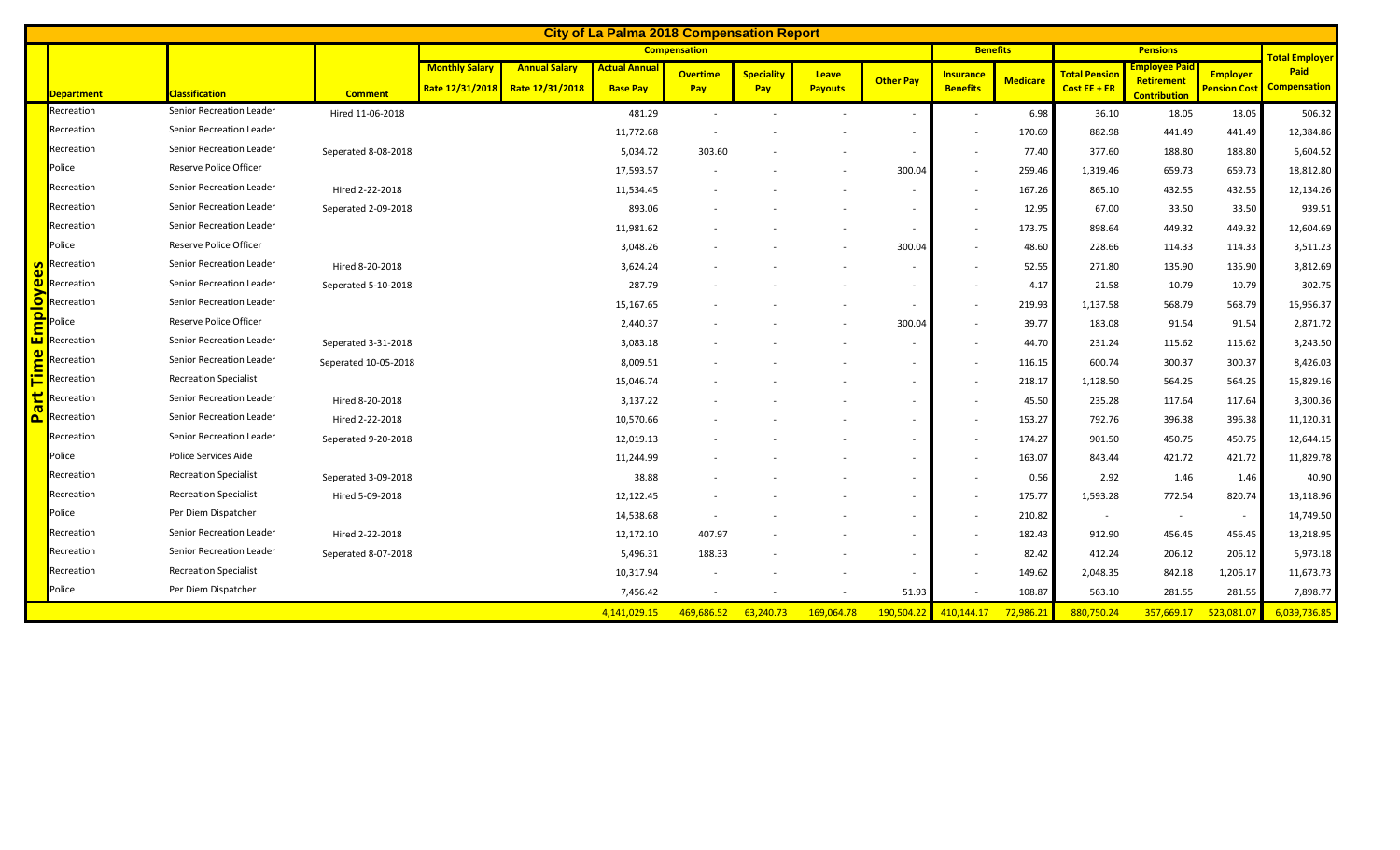# City of La Palma 2018 Compensation Report

| | | | | Compensation | | | | | | | Benefits | | Pensions | | | Total Employer Paid Compensation |
|---|---|---|---|---|---|---|---|---|---|---|---|---|---|---|---|---|
| | Department | Classification | Comment | Monthly Salary Rate 12/31/2018 | Annual Salary Rate 12/31/2018 | Actual Annual Base Pay | Overtime Pay | Speciality Pay | Leave Payouts | Other Pay | Insurance Benefits | Medicare | Total Pension Cost EE + ER | Employee Paid Retirement Contribution | Employer Pension Cost | |
| Part Time Employees | Recreation | Senior Recreation Leader | Hired 11-06-2018 | | | 481.29 | - | - | - | - | - | 6.98 | 36.10 | 18.05 | 18.05 | 506.32 |
| | Recreation | Senior Recreation Leader | | | | 11,772.68 | - | - | - | - | - | 170.69 | 882.98 | 441.49 | 441.49 | 12,384.86 |
| | Recreation | Senior Recreation Leader | Seperated 8-08-2018 | | | 5,034.72 | 303.60 | - | - | - | - | 77.40 | 377.60 | 188.80 | 188.80 | 5,604.52 |
| | Police | Reserve Police Officer | | | | 17,593.57 | - | - | - | 300.04 | - | 259.46 | 1,319.46 | 659.73 | 659.73 | 18,812.80 |
| | Recreation | Senior Recreation Leader | Hired 2-22-2018 | | | 11,534.45 | - | - | - | - | - | 167.26 | 865.10 | 432.55 | 432.55 | 12,134.26 |
| | Recreation | Senior Recreation Leader | Seperated 2-09-2018 | | | 893.06 | - | - | - | - | - | 12.95 | 67.00 | 33.50 | 33.50 | 939.51 |
| | Recreation | Senior Recreation Leader | | | | 11,981.62 | - | - | - | - | - | 173.75 | 898.64 | 449.32 | 449.32 | 12,604.69 |
| | Police | Reserve Police Officer | | | | 3,048.26 | - | - | - | 300.04 | - | 48.60 | 228.66 | 114.33 | 114.33 | 3,511.23 |
| | Recreation | Senior Recreation Leader | Hired 8-20-2018 | | | 3,624.24 | - | - | - | - | - | 52.55 | 271.80 | 135.90 | 135.90 | 3,812.69 |
| | Recreation | Senior Recreation Leader | Seperated 5-10-2018 | | | 287.79 | - | - | - | - | - | 4.17 | 21.58 | 10.79 | 10.79 | 302.75 |
| | Recreation | Senior Recreation Leader | | | | 15,167.65 | - | - | - | - | - | 219.93 | 1,137.58 | 568.79 | 568.79 | 15,956.37 |
| | Police | Reserve Police Officer | | | | 2,440.37 | - | - | - | 300.04 | - | 39.77 | 183.08 | 91.54 | 91.54 | 2,871.72 |
| | Recreation | Senior Recreation Leader | Seperated 3-31-2018 | | | 3,083.18 | - | - | - | - | - | 44.70 | 231.24 | 115.62 | 115.62 | 3,243.50 |
| | Recreation | Senior Recreation Leader | Seperated 10-05-2018 | | | 8,009.51 | - | - | - | - | - | 116.15 | 600.74 | 300.37 | 300.37 | 8,426.03 |
| | Recreation | Recreation Specialist | | | | 15,046.74 | - | - | - | - | - | 218.17 | 1,128.50 | 564.25 | 564.25 | 15,829.16 |
| | Recreation | Senior Recreation Leader | Hired 8-20-2018 | | | 3,137.22 | - | - | - | - | - | 45.50 | 235.28 | 117.64 | 117.64 | 3,300.36 |
| | Recreation | Senior Recreation Leader | Hired 2-22-2018 | | | 10,570.66 | - | - | - | - | - | 153.27 | 792.76 | 396.38 | 396.38 | 11,120.31 |
| | Recreation | Senior Recreation Leader | Seperated 9-20-2018 | | | 12,019.13 | - | - | - | - | - | 174.27 | 901.50 | 450.75 | 450.75 | 12,644.15 |
| | Police | Police Services Aide | | | | 11,244.99 | - | - | - | - | - | 163.07 | 843.44 | 421.72 | 421.72 | 11,829.78 |
| | Recreation | Recreation Specialist | Seperated 3-09-2018 | | | 38.88 | - | - | - | - | - | 0.56 | 2.92 | 1.46 | 1.46 | 40.90 |
| | Recreation | Recreation Specialist | Hired 5-09-2018 | | | 12,122.45 | - | - | - | - | - | 175.77 | 1,593.28 | 772.54 | 820.74 | 13,118.96 |
| | Police | Per Diem Dispatcher | | | | 14,538.68 | - | - | - | - | - | 210.82 | - | - | - | 14,749.50 |
| | Recreation | Senior Recreation Leader | Hired 2-22-2018 | | | 12,172.10 | 407.97 | - | - | - | - | 182.43 | 912.90 | 456.45 | 456.45 | 13,218.95 |
| | Recreation | Senior Recreation Leader | Seperated 8-07-2018 | | | 5,496.31 | 188.33 | - | - | - | - | 82.42 | 412.24 | 206.12 | 206.12 | 5,973.18 |
| | Recreation | Recreation Specialist | | | | 10,317.94 | - | - | - | - | - | 149.62 | 2,048.35 | 842.18 | 1,206.17 | 11,673.73 |
| | Police | Per Diem Dispatcher | | | | 7,456.42 | - | - | - | 51.93 | - | 108.87 | 563.10 | 281.55 | 281.55 | 7,898.77 |
| | | | | | | 4,141,029.15 | 469,686.52 | 63,240.73 | 169,064.78 | 190,504.22 | 410,144.17 | 72,986.21 | 880,750.24 | 357,669.17 | 523,081.07 | 6,039,736.85 |